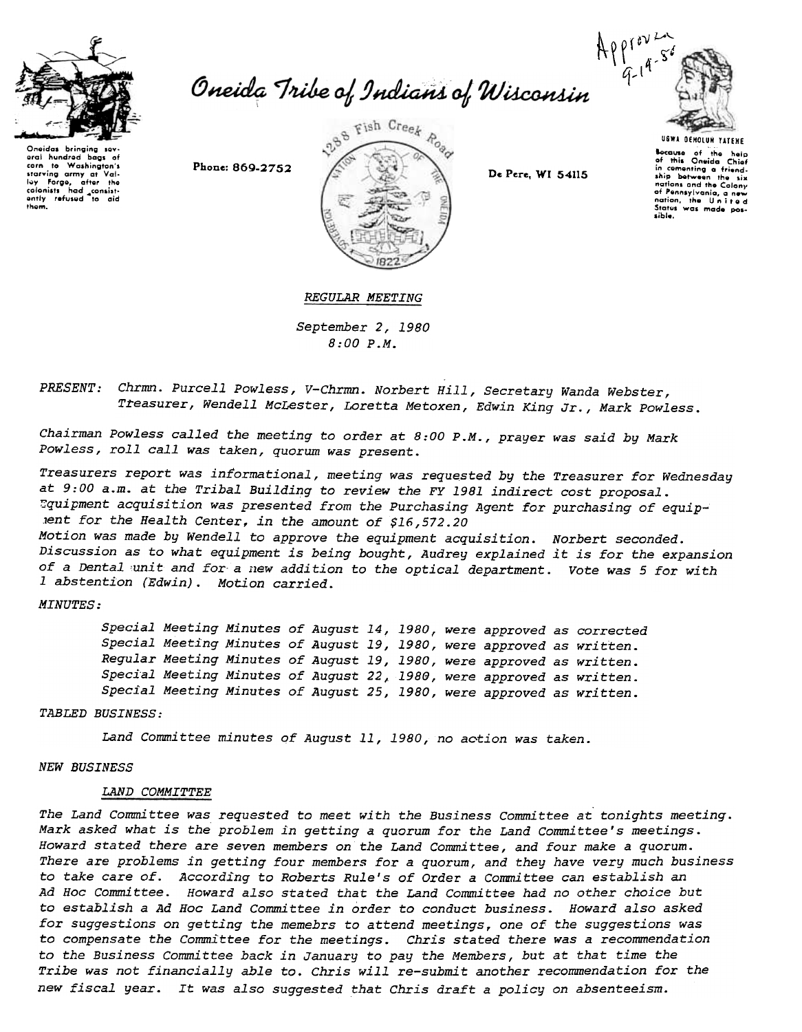Approved 9-19-80

# Oneida Tribe of Indians of Wisconsin

Oneidas bringing several hundred bags of corn to Washington's starving army at Valley Forge, after the colonists had consistently refused to aid them.

Phone: 869-2752

1288 Fish Creek Road

De Pere, WI 54115

UGWA DEHOLUN YATEHE

Because of the help of this Oneida Chief in cementing a friendship between the six nations and the Colony of Pennsylvania, a new nation, the United States was made possible.

*REGULAR MEETING*

*September 2, 1980*
*8:00 P.M.*

*PRESENT: Chrmn. Purcell Powless, V-Chrmn. Norbert Hill, Secretary Wanda Webster, Treasurer, Wendell McLester, Loretta Metoxen, Edwin King Jr., Mark Powless.*

*Chairman Powless called the meeting to order at 8:00 P.M., prayer was said by Mark Powless, roll call was taken, quorum was present.*

*Treasurers report was informational, meeting was requested by the Treasurer for Wednesday at 9:00 a.m. at the Tribal Building to review the FY 1981 indirect cost proposal. Equipment acquisition was presented from the Purchasing Agent for purchasing of equipment for the Health Center, in the amount of $16,572.20*
*Motion was made by Wendell to approve the equipment acquisition. Norbert seconded. Discussion as to what equipment is being bought, Audrey explained it is for the expansion of a Dental unit and for a new addition to the optical department. Vote was 5 for with 1 abstention (Edwin). Motion carried.*

*MINUTES:*

> *Special Meeting Minutes of August 14, 1980, were approved as corrected*
> *Special Meeting Minutes of August 19, 1980, were approved as written.*
> *Regular Meeting Minutes of August 19, 1980, were approved as written.*
> *Special Meeting Minutes of August 22, 1980, were approved as written.*
> *Special Meeting Minutes of August 25, 1980, were approved as written.*

*TABLED BUSINESS:*

> *Land Committee minutes of August 11, 1980, no action was taken.*

*NEW BUSINESS*

*LAND COMMITTEE*

*The Land Committee was requested to meet with the Business Committee at tonights meeting. Mark asked what is the problem in getting a quorum for the Land Committee's meetings. Howard stated there are seven members on the Land Committee, and four make a quorum. There are problems in getting four members for a quorum, and they have very much business to take care of. According to Roberts Rule's of Order a Committee can establish an Ad Hoc Committee. Howard also stated that the Land Committee had no other choice but to establish a Ad Hoc Land Committee in order to conduct business. Howard also asked for suggestions on getting the memebrs to attend meetings, one of the suggestions was to compensate the Committee for the meetings. Chris stated there was a recommendation to the Business Committee back in January to pay the Members, but at that time the Tribe was not financially able to. Chris will re-submit another recommendation for the new fiscal year. It was also suggested that Chris draft a policy on absenteeism.*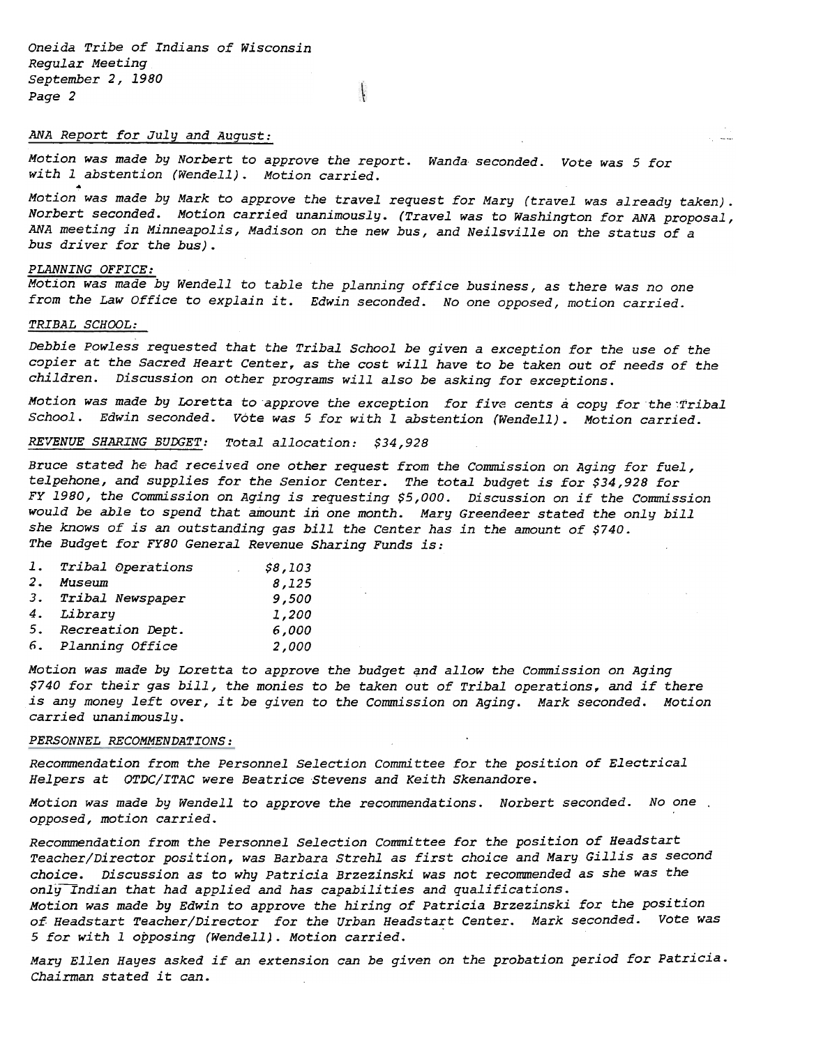Oneida Tribe of Indians of Wisconsin
Regular Meeting
September 2, 1980

*ANA Report for July and August:*

Motion was made by Norbert to approve the report. Wanda seconded. Vote was 5 for with 1 abstention (Wendell). Motion carried.

Motion was made by Mark to approve the travel request for Mary (travel was already taken). Norbert seconded. Motion carried unanimously. (Travel was to Washington for ANA proposal, ANA meeting in Minneapolis, Madison on the new bus, and Neilsville on the status of a bus driver for the bus).

*PLANNING OFFICE:*

Motion was made by Wendell to table the planning office business, as there was no one from the Law Office to explain it. Edwin seconded. No one opposed, motion carried.

*TRIBAL SCHOOL:*

Debbie Powless requested that the Tribal School be given a exception for the use of the copier at the Sacred Heart Center, as the cost will have to be taken out of needs of the children. Discussion on other programs will also be asking for exceptions.

Motion was made by Loretta to approve the exception for five cents a copy for the Tribal School. Edwin seconded. Vote was 5 for with 1 abstention (Wendell). Motion carried.

*REVENUE SHARING BUDGET:* Total allocation: $34,928

Bruce stated he had received one other request from the Commission on Aging for fuel, telpehone, and supplies for the Senior Center. The total budget is for $34,928 for FY 1980, the Commission on Aging is requesting $5,000. Discussion on if the Commission would be able to spend that amount in one month. Mary Greendeer stated the only bill she knows of is an outstanding gas bill the Center has in the amount of $740.
The Budget for FY80 General Revenue Sharing Funds is:

1. Tribal Operations $8,103
2. Museum 8,125
3. Tribal Newspaper 9,500
4. Library 1,200
5. Recreation Dept. 6,000
6. Planning Office 2,000

Motion was made by Loretta to approve the budget and allow the Commission on Aging $740 for their gas bill, the monies to be taken out of Tribal operations, and if there is any money left over, it be given to the Commission on Aging. Mark seconded. Motion carried unanimously.

*PERSONNEL RECOMMENDATIONS:*

Recommendation from the Personnel Selection Committee for the position of Electrical Helpers at OTDC/ITAC were Beatrice Stevens and Keith Skenandore.

Motion was made by Wendell to approve the recommendations. Norbert seconded. No one opposed, motion carried.

Recommendation from the Personnel Selection Committee for the position of Headstart Teacher/Director position, was Barbara Strehl as first choice and Mary Gillis as second choice. Discussion as to why Patricia Brzezinski was not recommended as she was the only Indian that had applied and has capabilities and qualifications.
Motion was made by Edwin to approve the hiring of Patricia Brzezinski for the position of Headstart Teacher/Director for the Urban Headstart Center. Mark seconded. Vote was 5 for with 1 opposing (Wendell). Motion carried.

Mary Ellen Hayes asked if an extension can be given on the probation period for Patricia. Chairman stated it can.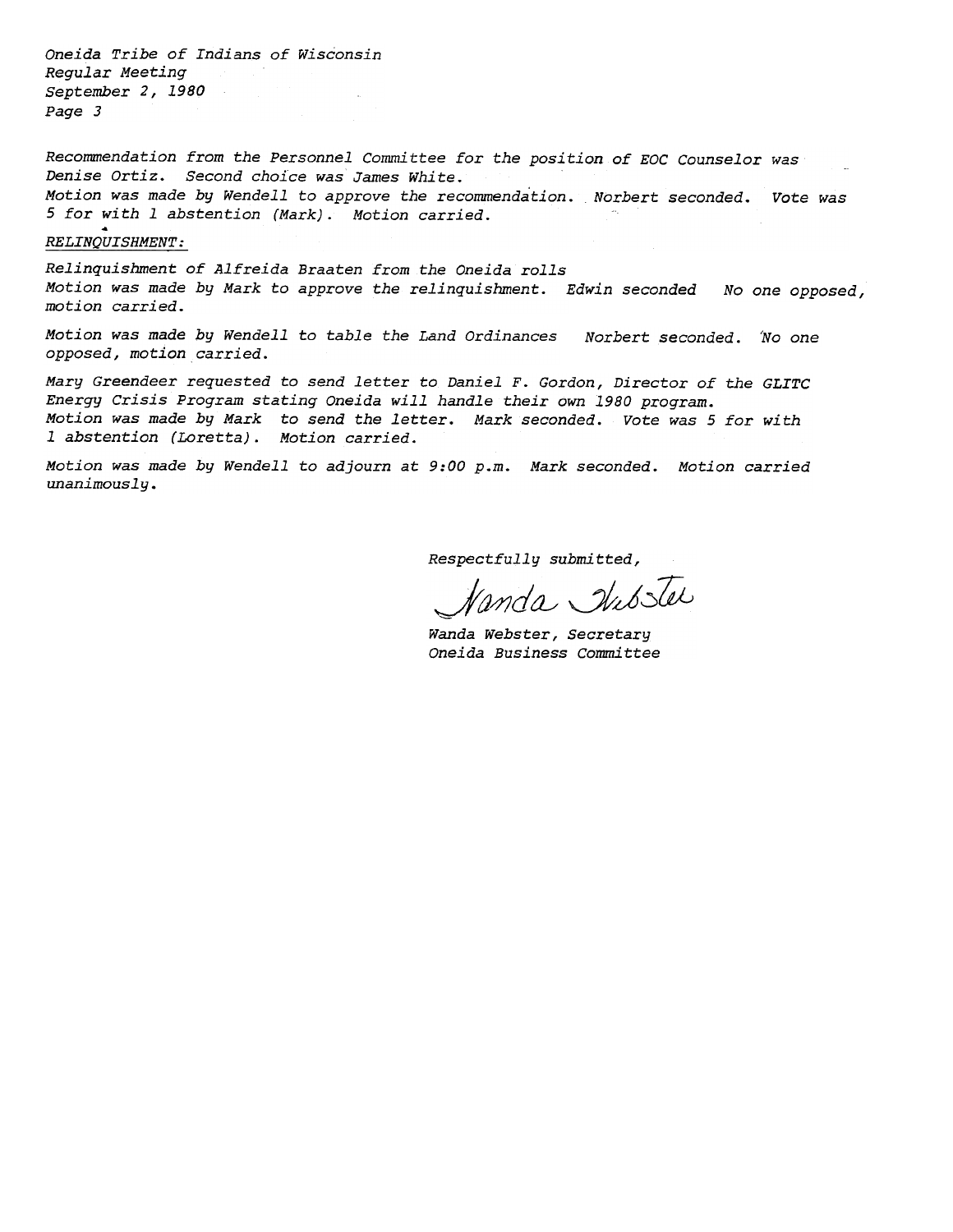*Recommendation from the Personnel Committee for the position of EOC Counselor was Denise Ortiz. Second choice was James White.*
*Motion was made by Wendell to approve the recommendation. Norbert seconded. Vote was 5 for with 1 abstention (Mark). Motion carried.*

*RELINQUISHMENT:*

*Relinquishment of Alfreida Braaten from the Oneida rolls*
*Motion was made by Mark to approve the relinquishment. Edwin seconded No one opposed, motion carried.*

*Motion was made by Wendell to table the Land Ordinances Norbert seconded. No one opposed, motion carried.*

*Mary Greendeer requested to send letter to Daniel F. Gordon, Director of the GLITC Energy Crisis Program stating Oneida will handle their own 1980 program.*
*Motion was made by Mark to send the letter. Mark seconded. Vote was 5 for with 1 abstention (Loretta). Motion carried.*

*Motion was made by Wendell to adjourn at 9:00 p.m. Mark seconded. Motion carried unanimously.*

*Respectfully submitted,*

*Wanda Webster*

*Wanda Webster, Secretary*
*Oneida Business Committee*